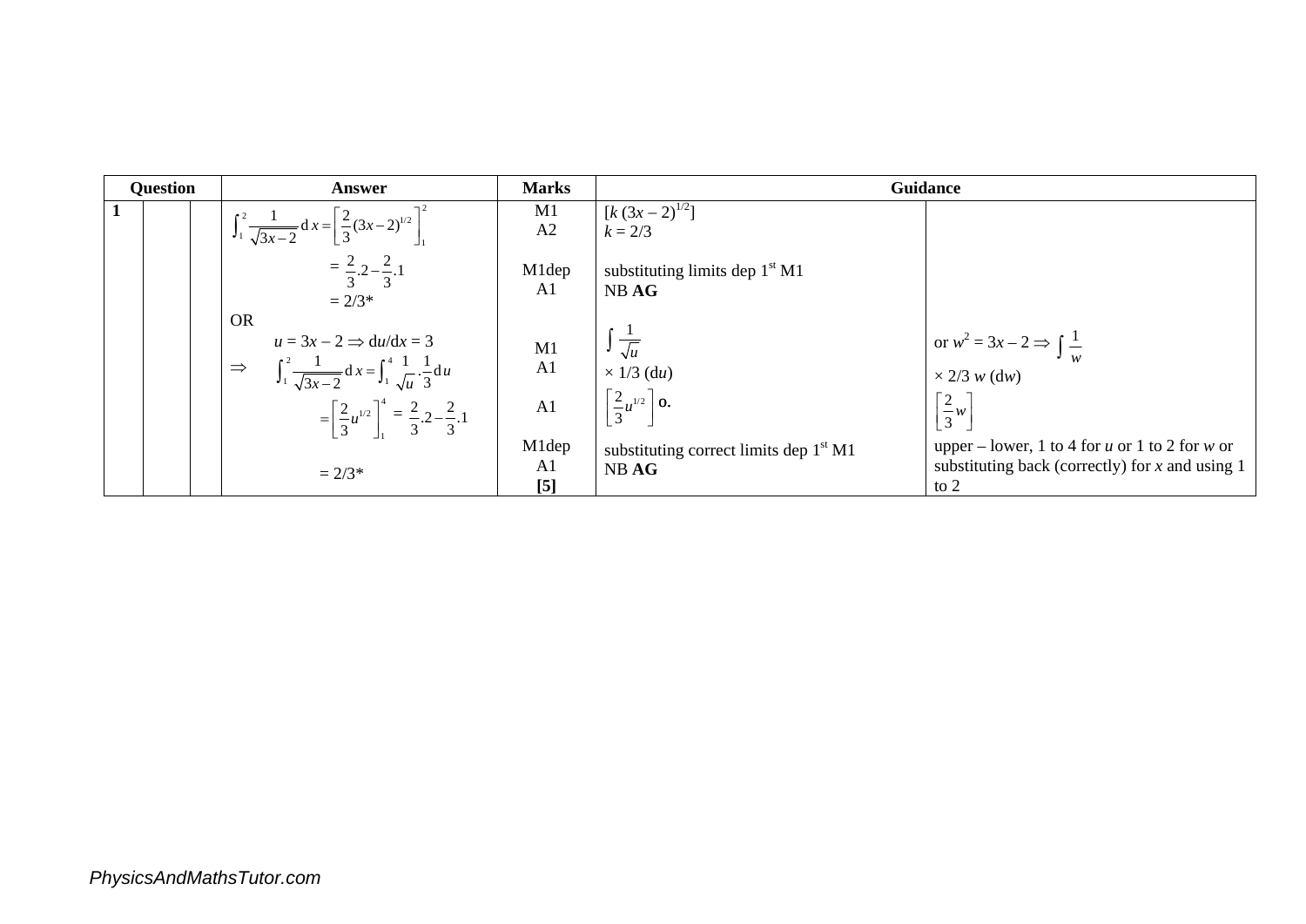| Question | | | Answer | Marks | Guidance | |
|---|---|---|---|---|---|---|
| 1 | | | $\int_1^2 \frac{1}{\sqrt{3x-2}}\,dx = \left[\frac{2}{3}(3x-2)^{1/2}\right]_1^2$ | M1<br>A2 | $[k\,(3x-2)^{1/2}]$<br>$k = 2/3$ | |
| | | | $= \frac{2}{3}.2 - \frac{2}{3}.1$<br>$= 2/3$* | M1dep<br>A1 | substituting limits dep 1st M1<br>NB **AG** | |
| | | | OR<br>$u = 3x - 2 \Rightarrow du/dx = 3$ | | | |
| | | | $\Rightarrow \int_1^2 \frac{1}{\sqrt{3x-2}}\,dx = \int_1^4 \frac{1}{\sqrt{u}}.\frac{1}{3}\,du$ | M1<br>A1 | $\int \frac{1}{\sqrt{u}}$<br>$\times$ 1/3 ($du$) | or $w^2 = 3x - 2 \Rightarrow \int \frac{1}{w}$<br>$\times$ 2/3 $w$ ($dw$) |
| | | | $= \left[\frac{2}{3}u^{1/2}\right]_1^4 = \frac{2}{3}.2 - \frac{2}{3}.1$ | A1 | $\left[\frac{2}{3}u^{1/2}\right]$ o. | $\left[\frac{2}{3}w\right]$ |
| | | | $= 2/3$* | M1dep<br>A1<br>**[5]** | substituting correct limits dep 1st M1<br>NB **AG** | upper – lower, 1 to 4 for $u$ or 1 to 2 for $w$ or substituting back (correctly) for $x$ and using 1 to 2 |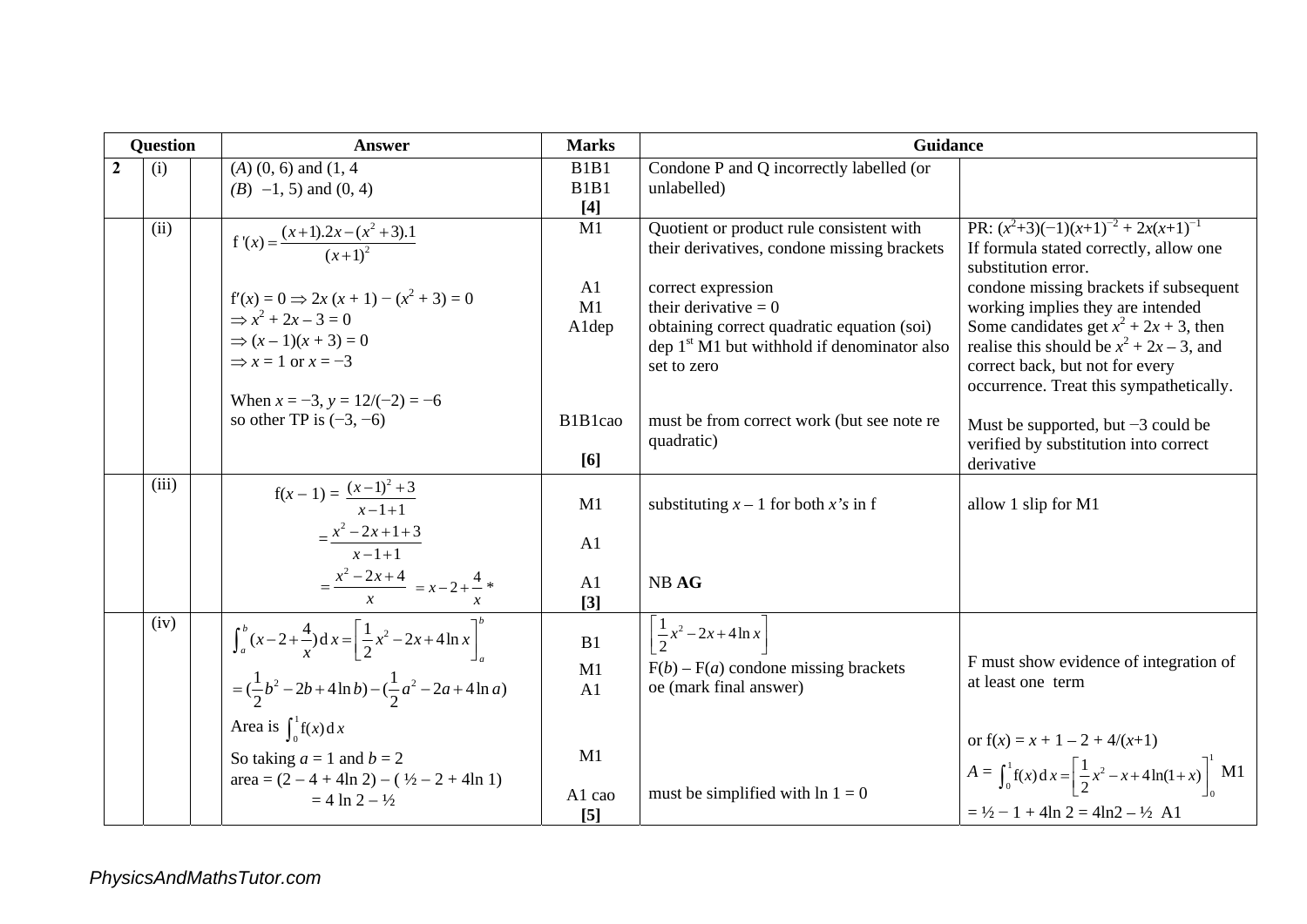| Question | | | Answer | Marks | Guidance | |
|---|---|---|---|---|---|---|
| 2 | (i) | | (*A*) (0, 6) and (1, 4<br>(*B*) −1, 5) and (0, 4) | B1B1<br>B1B1<br>**[4]** | Condone P and Q incorrectly labelled (or unlabelled) | |
| | (ii) | | $f'(x) = \frac{(x+1).2x - (x^2+3).1}{(x+1)^2}$<br><br>$f'(x) = 0 \Rightarrow 2x(x+1) - (x^2+3) = 0$<br>$\Rightarrow x^2 + 2x - 3 = 0$<br>$\Rightarrow (x-1)(x+3) = 0$<br>$\Rightarrow x = 1$ or $x = -3$<br><br>When $x = -3$, $y = 12/(-2) = -6$<br>so other TP is $(-3, -6)$ | M1<br><br>A1<br>M1<br>A1dep<br><br><br>B1B1cao<br><br>**[6]** | Quotient or product rule consistent with their derivatives, condone missing brackets<br><br>correct expression<br>their derivative = 0<br>obtaining correct quadratic equation (soi)<br>dep 1st M1 but withhold if denominator also set to zero<br><br>must be from correct work (but see note re quadratic) | PR: $(x^2+3)(-1)(x+1)^{-2} + 2x(x+1)^{-1}$<br>If formula stated correctly, allow one substitution error.<br>condone missing brackets if subsequent working implies they are intended<br>Some candidates get $x^2 + 2x + 3$, then realise this should be $x^2 + 2x - 3$, and correct back, but not for every occurrence. Treat this sympathetically.<br><br>Must be supported, but −3 could be verified by substitution into correct derivative |
| | (iii) | | $f(x-1) = \frac{(x-1)^2+3}{x-1+1}$<br>$= \frac{x^2-2x+1+3}{x-1+1}$<br>$= \frac{x^2-2x+4}{x} = x - 2 + \frac{4}{x}$ * | M1<br><br>A1<br><br>A1<br>**[3]** | substituting $x - 1$ for both $x$'s in f<br><br><br><br>NB **AG** | allow 1 slip for M1 |
| | (iv) | | $\int_a^b (x - 2 + \frac{4}{x})\,dx = \left[\frac{1}{2}x^2 - 2x + 4\ln x\right]_a^b$<br>$= (\frac{1}{2}b^2 - 2b + 4\ln b) - (\frac{1}{2}a^2 - 2a + 4\ln a)$<br>Area is $\int_0^1 f(x)\,dx$<br>So taking $a = 1$ and $b = 2$<br>area = (2 − 4 + 4ln 2) – ( ½ – 2 + 4ln 1)<br>= 4 ln 2 – ½ | B1<br><br>M1<br>A1<br><br><br>M1<br><br>A1 cao<br>**[5]** | $\left[\frac{1}{2}x^2 - 2x + 4\ln x\right]$<br>F(*b*) – F(*a*) condone missing brackets<br>oe (mark final answer)<br><br><br><br>must be simplified with ln 1 = 0 | F must show evidence of integration of at least one term<br><br>or $f(x) = x + 1 - 2 + 4/(x+1)$<br>$A = \int_0^1 f(x)\,dx = \left[\frac{1}{2}x^2 - x + 4\ln(1+x)\right]_0^1$ M1<br>= ½ − 1 + 4ln 2 = 4ln2 – ½ A1 |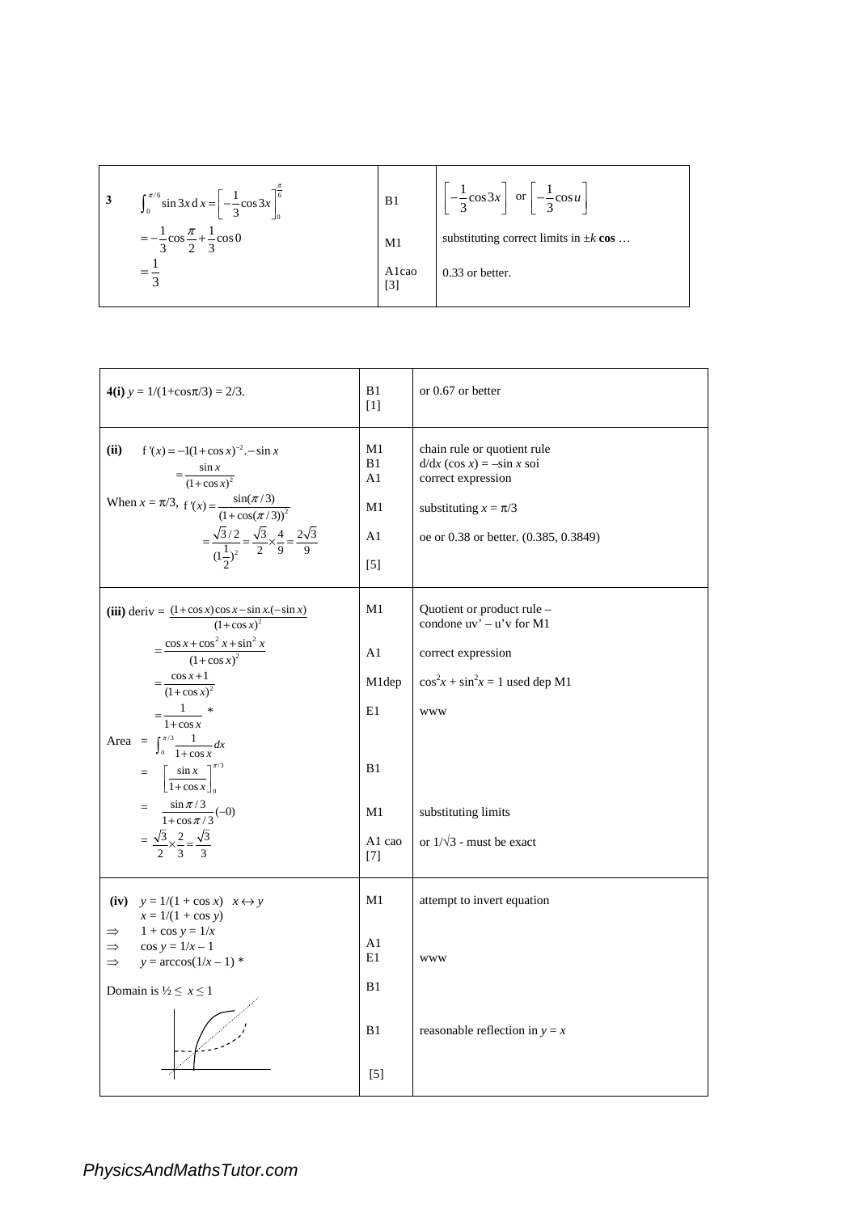| | | |
|---|---|---|
| **3** $\int_0^{\pi/6} \sin 3x \, dx = \left[ -\frac{1}{3}\cos 3x \right]_0^{\frac{\pi}{6}}$ | B1 | $\left[ -\frac{1}{3}\cos 3x \right]$ or $\left[ -\frac{1}{3}\cos u \right]$ |
| $= -\frac{1}{3}\cos\frac{\pi}{2} + \frac{1}{3}\cos 0$ | M1 | substituting correct limits in $\pm k$ **cos** … |
| $= \frac{1}{3}$ | A1cao [3] | 0.33 or better. |

| | | |
|---|---|---|
| **4(i)** $y = 1/(1+\cos\pi/3) = 2/3$. | B1 [1] | or 0.67 or better |
| **(ii)** $f'(x) = -1(1+\cos x)^{-2}.-\sin x$ | M1 | chain rule or quotient rule |
| | B1 | $d/dx (\cos x) = -\sin x$ soi |
| $= \frac{\sin x}{(1+\cos x)^2}$ | A1 | correct expression |
| When $x = \pi/3$, $f'(x) = \frac{\sin(\pi/3)}{(1+\cos(\pi/3))^2}$ | M1 | substituting $x = \pi/3$ |
| $= \frac{\sqrt{3}/2}{(1\frac{1}{2})^2} = \frac{\sqrt{3}}{2} \times \frac{4}{9} = \frac{2\sqrt{3}}{9}$ | A1 [5] | oe or 0.38 or better. (0.385, 0.3849) |
| **(iii)** deriv = $\frac{(1+\cos x)\cos x - \sin x.(-\sin x)}{(1+\cos x)^2}$ | M1 | Quotient or product rule – condone uv' – u'v for M1 |
| $= \frac{\cos x + \cos^2 x + \sin^2 x}{(1+\cos x)^2}$ | A1 | correct expression |
| $= \frac{\cos x + 1}{(1+\cos x)^2}$ | M1dep | $\cos^2 x + \sin^2 x = 1$ used dep M1 |
| $= \frac{1}{1+\cos x}$ * | E1 | www |
| Area $= \int_0^{\pi/3} \frac{1}{1+\cos x} dx$ | | |
| $= \left[ \frac{\sin x}{1+\cos x} \right]_0^{\pi/3}$ | B1 | |
| $= \frac{\sin \pi/3}{1+\cos \pi/3} (-0)$ | M1 | substituting limits |
| $= \frac{\sqrt{3}}{2} \times \frac{2}{3} = \frac{\sqrt{3}}{3}$ | A1 cao [7] | or $1/\sqrt{3}$ - must be exact |
| **(iv)** $y = 1/(1+\cos x)$ $x \leftrightarrow y$<br>$x = 1/(1+\cos y)$ | M1 | attempt to invert equation |
| $\Rightarrow$ $1 + \cos y = 1/x$<br>$\Rightarrow$ $\cos y = 1/x - 1$ | A1 | |
| $\Rightarrow$ $y = \arccos(1/x - 1)$ * | E1 | www |
| Domain is $\frac{1}{2} \le x \le 1$ | B1 | |
| [sketch] | B1 [5] | reasonable reflection in $y = x$ |